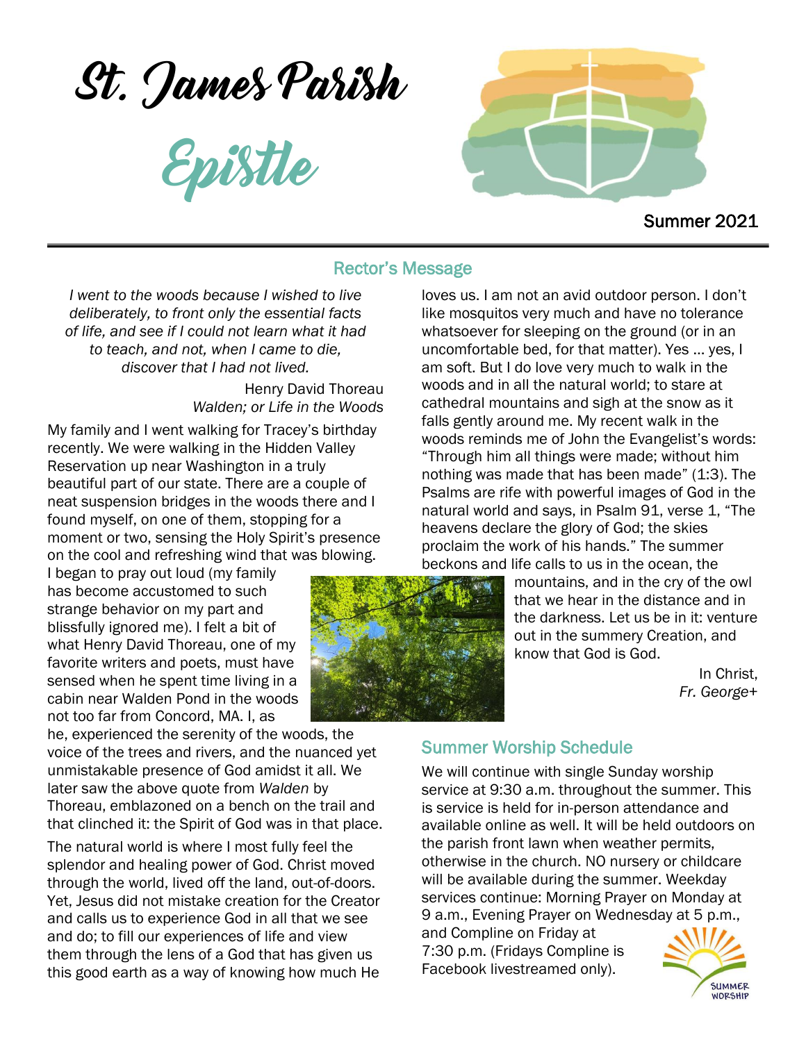# St. James Parish

## Epistle

Summer 2021

## Rector's Message

*I went to the woods because I wished to live deliberately, to front only the essential facts of life, and see if I could not learn what it had to teach, and not, when I came to die, discover that I had not lived.*

Henry David Thoreau
*Walden; or Life in the Woods*

My family and I went walking for Tracey's birthday recently. We were walking in the Hidden Valley Reservation up near Washington in a truly beautiful part of our state. There are a couple of neat suspension bridges in the woods there and I found myself, on one of them, stopping for a moment or two, sensing the Holy Spirit's presence on the cool and refreshing wind that was blowing. I began to pray out loud (my family has become accustomed to such strange behavior on my part and blissfully ignored me). I felt a bit of what Henry David Thoreau, one of my favorite writers and poets, must have sensed when he spent time living in a cabin near Walden Pond in the woods not too far from Concord, MA. I, as he, experienced the serenity of the woods, the voice of the trees and rivers, and the nuanced yet unmistakable presence of God amidst it all. We later saw the above quote from *Walden* by Thoreau, emblazoned on a bench on the trail and that clinched it: the Spirit of God was in that place.

The natural world is where I most fully feel the splendor and healing power of God. Christ moved through the world, lived off the land, out-of-doors. Yet, Jesus did not mistake creation for the Creator and calls us to experience God in all that we see and do; to fill our experiences of life and view them through the lens of a God that has given us this good earth as a way of knowing how much He loves us. I am not an avid outdoor person. I don't like mosquitos very much and have no tolerance whatsoever for sleeping on the ground (or in an uncomfortable bed, for that matter). Yes … yes, I am soft. But I do love very much to walk in the woods and in all the natural world; to stare at cathedral mountains and sigh at the snow as it falls gently around me. My recent walk in the woods reminds me of John the Evangelist's words: "Through him all things were made; without him nothing was made that has been made" (1:3). The Psalms are rife with powerful images of God in the natural world and says, in Psalm 91, verse 1, "The heavens declare the glory of God; the skies proclaim the work of his hands." The summer beckons and life calls to us in the ocean, the mountains, and in the cry of the owl that we hear in the distance and in the darkness. Let us be in it: venture out in the summery Creation, and know that God is God.

In Christ,
*Fr. George+*

## Summer Worship Schedule

We will continue with single Sunday worship service at 9:30 a.m. throughout the summer. This is service is held for in-person attendance and available online as well. It will be held outdoors on the parish front lawn when weather permits, otherwise in the church. NO nursery or childcare will be available during the summer. Weekday services continue: Morning Prayer on Monday at 9 a.m., Evening Prayer on Wednesday at 5 p.m., and Compline on Friday at 7:30 p.m. (Fridays Compline is Facebook livestreamed only).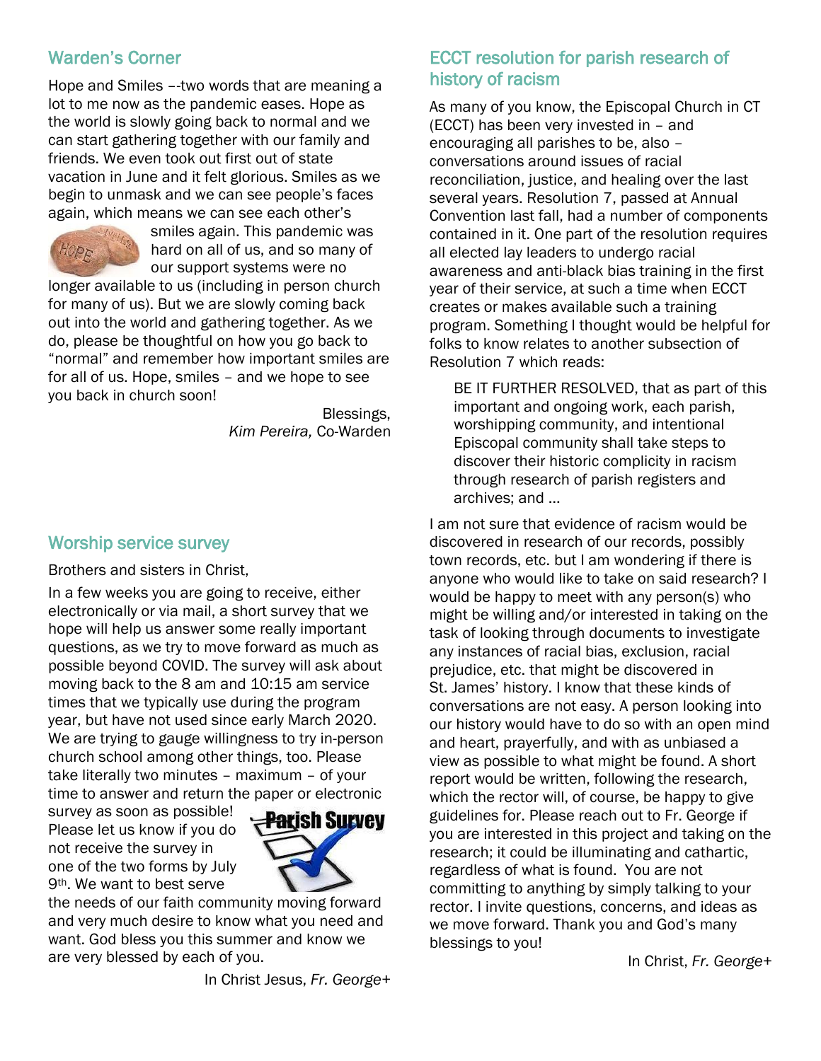## Warden's Corner

Hope and Smiles –-two words that are meaning a lot to me now as the pandemic eases. Hope as the world is slowly going back to normal and we can start gathering together with our family and friends. We even took out first out of state vacation in June and it felt glorious. Smiles as we begin to unmask and we can see people's faces again, which means we can see each other's smiles again. This pandemic was hard on all of us, and so many of our support systems were no longer available to us (including in person church for many of us). But we are slowly coming back out into the world and gathering together. As we do, please be thoughtful on how you go back to "normal" and remember how important smiles are for all of us. Hope, smiles – and we hope to see you back in church soon!

Blessings,
*Kim Pereira,* Co-Warden

## Worship service survey

Brothers and sisters in Christ,

In a few weeks you are going to receive, either electronically or via mail, a short survey that we hope will help us answer some really important questions, as we try to move forward as much as possible beyond COVID. The survey will ask about moving back to the 8 am and 10:15 am service times that we typically use during the program year, but have not used since early March 2020. We are trying to gauge willingness to try in-person church school among other things, too. Please take literally two minutes – maximum – of your time to answer and return the paper or electronic survey as soon as possible! Please let us know if you do not receive the survey in one of the two forms by July 9th. We want to best serve the needs of our faith community moving forward and very much desire to know what you need and want. God bless you this summer and know we are very blessed by each of you.

In Christ Jesus, *Fr. George+*

## ECCT resolution for parish research of history of racism

As many of you know, the Episcopal Church in CT (ECCT) has been very invested in – and encouraging all parishes to be, also – conversations around issues of racial reconciliation, justice, and healing over the last several years. Resolution 7, passed at Annual Convention last fall, had a number of components contained in it. One part of the resolution requires all elected lay leaders to undergo racial awareness and anti-black bias training in the first year of their service, at such a time when ECCT creates or makes available such a training program. Something I thought would be helpful for folks to know relates to another subsection of Resolution 7 which reads:

> BE IT FURTHER RESOLVED, that as part of this important and ongoing work, each parish, worshipping community, and intentional Episcopal community shall take steps to discover their historic complicity in racism through research of parish registers and archives; and …

I am not sure that evidence of racism would be discovered in research of our records, possibly town records, etc. but I am wondering if there is anyone who would like to take on said research? I would be happy to meet with any person(s) who might be willing and/or interested in taking on the task of looking through documents to investigate any instances of racial bias, exclusion, racial prejudice, etc. that might be discovered in St. James' history. I know that these kinds of conversations are not easy. A person looking into our history would have to do so with an open mind and heart, prayerfully, and with as unbiased a view as possible to what might be found. A short report would be written, following the research, which the rector will, of course, be happy to give guidelines for. Please reach out to Fr. George if you are interested in this project and taking on the research; it could be illuminating and cathartic, regardless of what is found. You are not committing to anything by simply talking to your rector. I invite questions, concerns, and ideas as we move forward. Thank you and God's many blessings to you!

In Christ, *Fr. George+*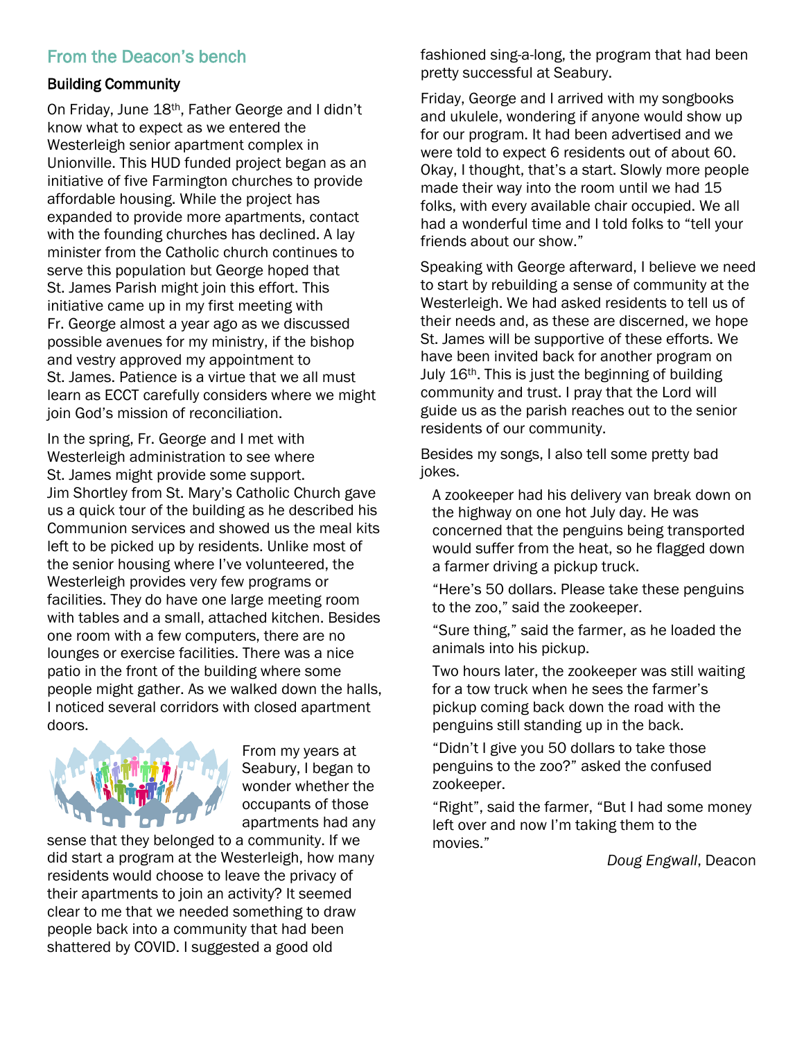## From the Deacon's bench

### Building Community

On Friday, June 18th, Father George and I didn't know what to expect as we entered the Westerleigh senior apartment complex in Unionville. This HUD funded project began as an initiative of five Farmington churches to provide affordable housing. While the project has expanded to provide more apartments, contact with the founding churches has declined. A lay minister from the Catholic church continues to serve this population but George hoped that St. James Parish might join this effort. This initiative came up in my first meeting with Fr. George almost a year ago as we discussed possible avenues for my ministry, if the bishop and vestry approved my appointment to St. James. Patience is a virtue that we all must learn as ECCT carefully considers where we might join God's mission of reconciliation.

In the spring, Fr. George and I met with Westerleigh administration to see where St. James might provide some support. Jim Shortley from St. Mary's Catholic Church gave us a quick tour of the building as he described his Communion services and showed us the meal kits left to be picked up by residents. Unlike most of the senior housing where I've volunteered, the Westerleigh provides very few programs or facilities. They do have one large meeting room with tables and a small, attached kitchen. Besides one room with a few computers, there are no lounges or exercise facilities. There was a nice patio in the front of the building where some people might gather. As we walked down the halls, I noticed several corridors with closed apartment doors.

From my years at Seabury, I began to wonder whether the occupants of those apartments had any sense that they belonged to a community. If we did start a program at the Westerleigh, how many residents would choose to leave the privacy of their apartments to join an activity? It seemed clear to me that we needed something to draw people back into a community that had been shattered by COVID. I suggested a good old fashioned sing-a-long, the program that had been pretty successful at Seabury.

Friday, George and I arrived with my songbooks and ukulele, wondering if anyone would show up for our program. It had been advertised and we were told to expect 6 residents out of about 60. Okay, I thought, that's a start. Slowly more people made their way into the room until we had 15 folks, with every available chair occupied. We all had a wonderful time and I told folks to "tell your friends about our show."

Speaking with George afterward, I believe we need to start by rebuilding a sense of community at the Westerleigh. We had asked residents to tell us of their needs and, as these are discerned, we hope St. James will be supportive of these efforts. We have been invited back for another program on July 16th. This is just the beginning of building community and trust. I pray that the Lord will guide us as the parish reaches out to the senior residents of our community.

Besides my songs, I also tell some pretty bad jokes.

> A zookeeper had his delivery van break down on the highway on one hot July day. He was concerned that the penguins being transported would suffer from the heat, so he flagged down a farmer driving a pickup truck.
>
> "Here's 50 dollars. Please take these penguins to the zoo," said the zookeeper.
>
> "Sure thing," said the farmer, as he loaded the animals into his pickup.
>
> Two hours later, the zookeeper was still waiting for a tow truck when he sees the farmer's pickup coming back down the road with the penguins still standing up in the back.
>
> "Didn't I give you 50 dollars to take those penguins to the zoo?" asked the confused zookeeper.
>
> "Right", said the farmer, "But I had some money left over and now I'm taking them to the movies."

*Doug Engwall*, Deacon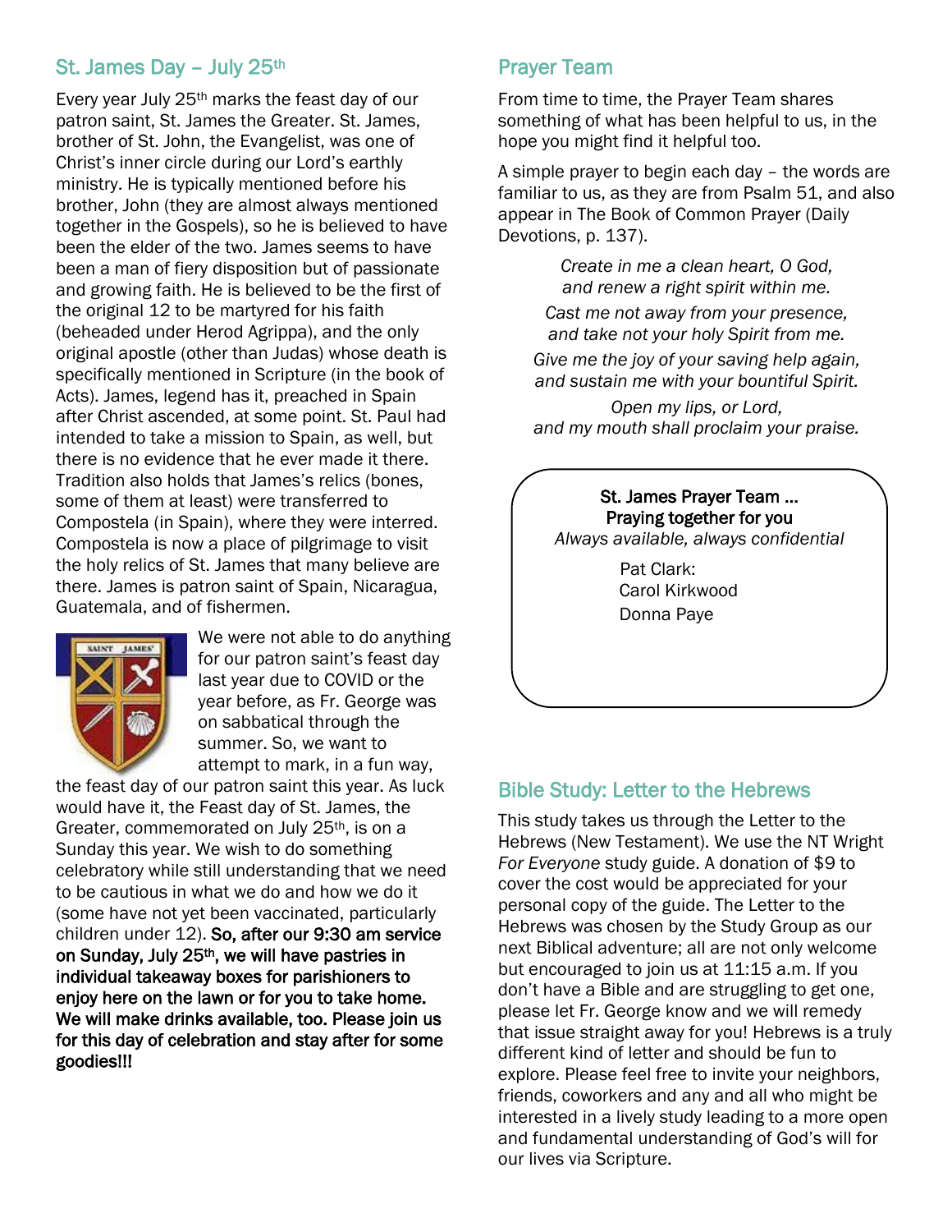## St. James Day – July 25th

Every year July 25th marks the feast day of our patron saint, St. James the Greater. St. James, brother of St. John, the Evangelist, was one of Christ's inner circle during our Lord's earthly ministry. He is typically mentioned before his brother, John (they are almost always mentioned together in the Gospels), so he is believed to have been the elder of the two. James seems to have been a man of fiery disposition but of passionate and growing faith. He is believed to be the first of the original 12 to be martyred for his faith (beheaded under Herod Agrippa), and the only original apostle (other than Judas) whose death is specifically mentioned in Scripture (in the book of Acts). James, legend has it, preached in Spain after Christ ascended, at some point. St. Paul had intended to take a mission to Spain, as well, but there is no evidence that he ever made it there. Tradition also holds that James's relics (bones, some of them at least) were transferred to Compostela (in Spain), where they were interred. Compostela is now a place of pilgrimage to visit the holy relics of St. James that many believe are there. James is patron saint of Spain, Nicaragua, Guatemala, and of fishermen.

We were not able to do anything for our patron saint's feast day last year due to COVID or the year before, as Fr. George was on sabbatical through the summer. So, we want to attempt to mark, in a fun way, the feast day of our patron saint this year. As luck would have it, the Feast day of St. James, the Greater, commemorated on July 25th, is on a Sunday this year. We wish to do something celebratory while still understanding that we need to be cautious in what we do and how we do it (some have not yet been vaccinated, particularly children under 12). **So, after our 9:30 am service on Sunday, July 25th, we will have pastries in individual takeaway boxes for parishioners to enjoy here on the lawn or for you to take home. We will make drinks available, too. Please join us for this day of celebration and stay after for some goodies!!!**

## Prayer Team

From time to time, the Prayer Team shares something of what has been helpful to us, in the hope you might find it helpful too.

A simple prayer to begin each day – the words are familiar to us, as they are from Psalm 51, and also appear in The Book of Common Prayer (Daily Devotions, p. 137).

*Create in me a clean heart, O God,*
*and renew a right spirit within me.*

*Cast me not away from your presence,*
*and take not your holy Spirit from me.*

*Give me the joy of your saving help again,*
*and sustain me with your bountiful Spirit.*

*Open my lips, or Lord,*
*and my mouth shall proclaim your praise.*

St. James Prayer Team …
Praying together for you
*Always available, always confidential*

Pat Clark:
Carol Kirkwood
Donna Paye

## Bible Study: Letter to the Hebrews

This study takes us through the Letter to the Hebrews (New Testament). We use the NT Wright *For Everyone* study guide. A donation of $9 to cover the cost would be appreciated for your personal copy of the guide. The Letter to the Hebrews was chosen by the Study Group as our next Biblical adventure; all are not only welcome but encouraged to join us at 11:15 a.m. If you don't have a Bible and are struggling to get one, please let Fr. George know and we will remedy that issue straight away for you! Hebrews is a truly different kind of letter and should be fun to explore. Please feel free to invite your neighbors, friends, coworkers and any and all who might be interested in a lively study leading to a more open and fundamental understanding of God's will for our lives via Scripture.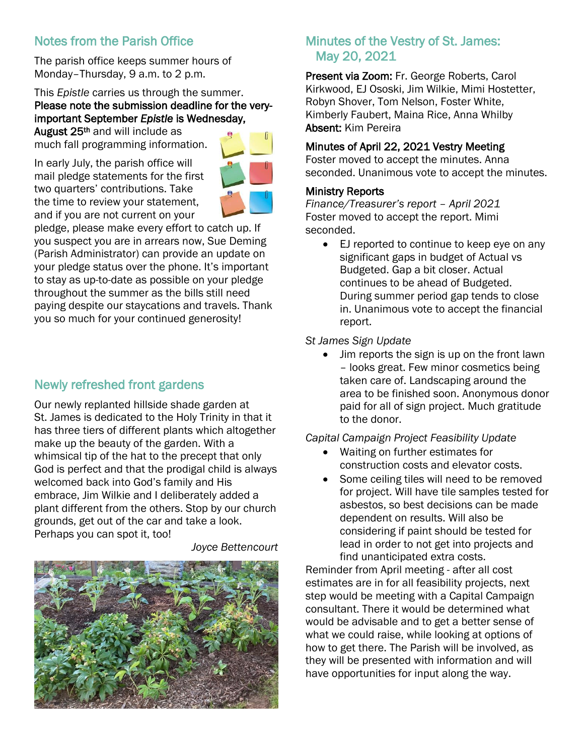## Notes from the Parish Office

The parish office keeps summer hours of Monday–Thursday, 9 a.m. to 2 p.m.

This *Epistle* carries us through the summer. **Please note the submission deadline for the very-important September *Epistle* is Wednesday, August 25th** and will include as much fall programming information.

In early July, the parish office will mail pledge statements for the first two quarters' contributions. Take the time to review your statement, and if you are not current on your pledge, please make every effort to catch up. If you suspect you are in arrears now, Sue Deming (Parish Administrator) can provide an update on your pledge status over the phone. It's important to stay as up-to-date as possible on your pledge throughout the summer as the bills still need paying despite our staycations and travels. Thank you so much for your continued generosity!

## Newly refreshed front gardens

Our newly replanted hillside shade garden at St. James is dedicated to the Holy Trinity in that it has three tiers of different plants which altogether make up the beauty of the garden. With a whimsical tip of the hat to the precept that only God is perfect and that the prodigal child is always welcomed back into God's family and His embrace, Jim Wilkie and I deliberately added a plant different from the others. Stop by our church grounds, get out of the car and take a look. Perhaps you can spot it, too!

*Joyce Bettencourt*

## Minutes of the Vestry of St. James: May 20, 2021

**Present via Zoom:** Fr. George Roberts, Carol Kirkwood, EJ Ososki, Jim Wilkie, Mimi Hostetter, Robyn Shover, Tom Nelson, Foster White, Kimberly Faubert, Maina Rice, Anna Whilby
**Absent:** Kim Pereira

**Minutes of April 22, 2021 Vestry Meeting**
Foster moved to accept the minutes. Anna seconded. Unanimous vote to accept the minutes.

**Ministry Reports**
*Finance/Treasurer's report – April 2021*
Foster moved to accept the report. Mimi seconded.

- EJ reported to continue to keep eye on any significant gaps in budget of Actual vs Budgeted. Gap a bit closer. Actual continues to be ahead of Budgeted. During summer period gap tends to close in. Unanimous vote to accept the financial report.

*St James Sign Update*

- Jim reports the sign is up on the front lawn – looks great. Few minor cosmetics being taken care of. Landscaping around the area to be finished soon. Anonymous donor paid for all of sign project. Much gratitude to the donor.

*Capital Campaign Project Feasibility Update*

- Waiting on further estimates for construction costs and elevator costs.
- Some ceiling tiles will need to be removed for project. Will have tile samples tested for asbestos, so best decisions can be made dependent on results. Will also be considering if paint should be tested for lead in order to not get into projects and find unanticipated extra costs.

Reminder from April meeting - after all cost estimates are in for all feasibility projects, next step would be meeting with a Capital Campaign consultant. There it would be determined what would be advisable and to get a better sense of what we could raise, while looking at options of how to get there. The Parish will be involved, as they will be presented with information and will have opportunities for input along the way.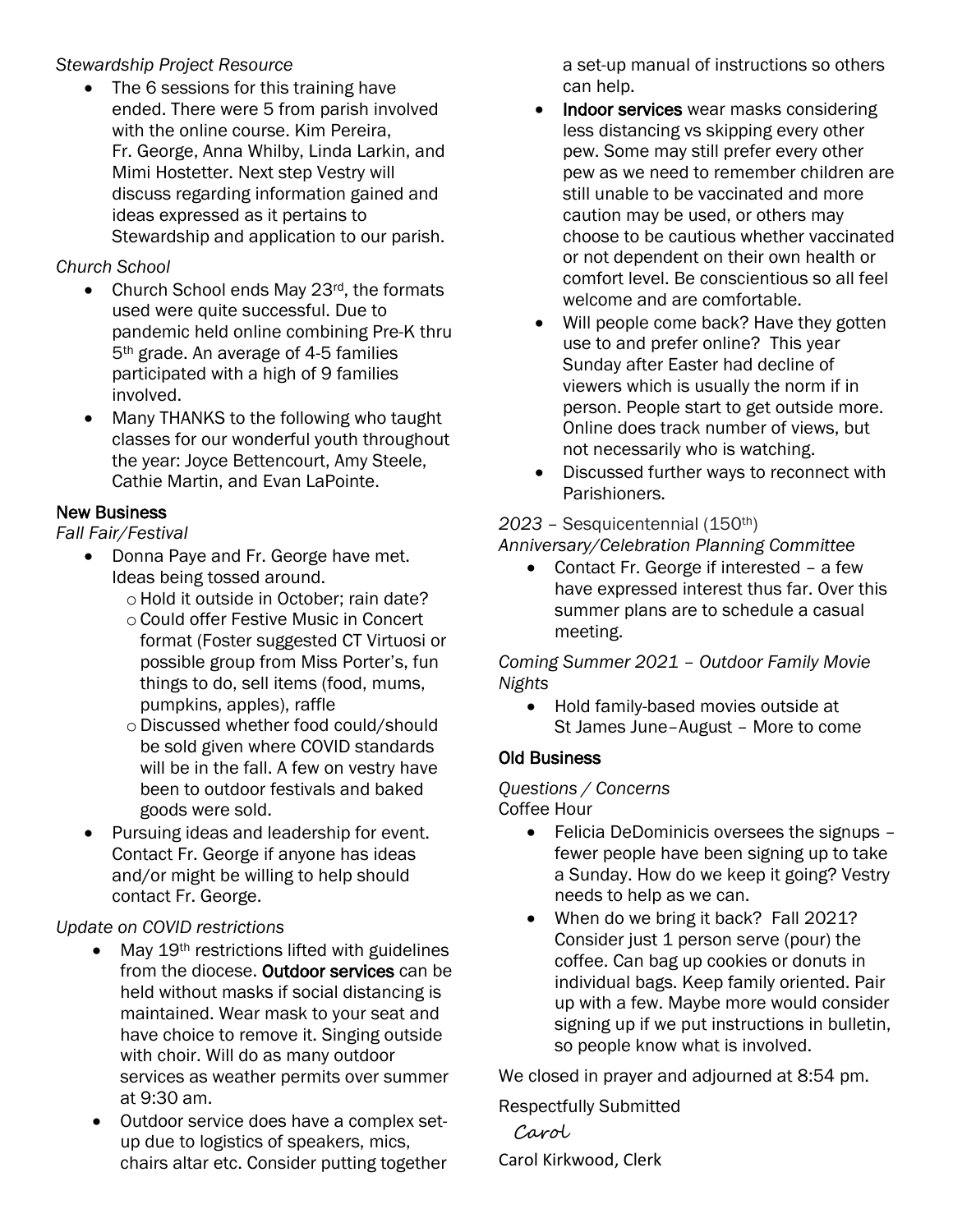*Stewardship Project Resource*

- The 6 sessions for this training have ended. There were 5 from parish involved with the online course. Kim Pereira, Fr. George, Anna Whilby, Linda Larkin, and Mimi Hostetter. Next step Vestry will discuss regarding information gained and ideas expressed as it pertains to Stewardship and application to our parish.

*Church School*

- Church School ends May 23rd, the formats used were quite successful. Due to pandemic held online combining Pre-K thru 5th grade. An average of 4-5 families participated with a high of 9 families involved.
- Many THANKS to the following who taught classes for our wonderful youth throughout the year: Joyce Bettencourt, Amy Steele, Cathie Martin, and Evan LaPointe.

## New Business

*Fall Fair/Festival*

- Donna Paye and Fr. George have met. Ideas being tossed around.
  - Hold it outside in October; rain date?
  - Could offer Festive Music in Concert format (Foster suggested CT Virtuosi or possible group from Miss Porter's, fun things to do, sell items (food, mums, pumpkins, apples), raffle
  - Discussed whether food could/should be sold given where COVID standards will be in the fall. A few on vestry have been to outdoor festivals and baked goods were sold.
- Pursuing ideas and leadership for event. Contact Fr. George if anyone has ideas and/or might be willing to help should contact Fr. George.

*Update on COVID restrictions*

- May 19th restrictions lifted with guidelines from the diocese. **Outdoor services** can be held without masks if social distancing is maintained. Wear mask to your seat and have choice to remove it. Singing outside with choir. Will do as many outdoor services as weather permits over summer at 9:30 am.
- Outdoor service does have a complex set-up due to logistics of speakers, mics, chairs altar etc. Consider putting together a set-up manual of instructions so others can help.
- **Indoor services** wear masks considering less distancing vs skipping every other pew. Some may still prefer every other pew as we need to remember children are still unable to be vaccinated and more caution may be used, or others may choose to be cautious whether vaccinated or not dependent on their own health or comfort level. Be conscientious so all feel welcome and are comfortable.
- Will people come back? Have they gotten use to and prefer online? This year Sunday after Easter had decline of viewers which is usually the norm if in person. People start to get outside more. Online does track number of views, but not necessarily who is watching.
- Discussed further ways to reconnect with Parishioners.

*2023* – Sesquicentennial (150th) *Anniversary/Celebration Planning Committee*

- Contact Fr. George if interested – a few have expressed interest thus far. Over this summer plans are to schedule a casual meeting.

*Coming Summer 2021 – Outdoor Family Movie Nights*

- Hold family-based movies outside at St James June–August – More to come

## Old Business

*Questions / Concerns*

Coffee Hour

- Felicia DeDominicis oversees the signups – fewer people have been signing up to take a Sunday. How do we keep it going? Vestry needs to help as we can.
- When do we bring it back? Fall 2021? Consider just 1 person serve (pour) the coffee. Can bag up cookies or donuts in individual bags. Keep family oriented. Pair up with a few. Maybe more would consider signing up if we put instructions in bulletin, so people know what is involved.

We closed in prayer and adjourned at 8:54 pm.

Respectfully Submitted

Carol

Carol Kirkwood, Clerk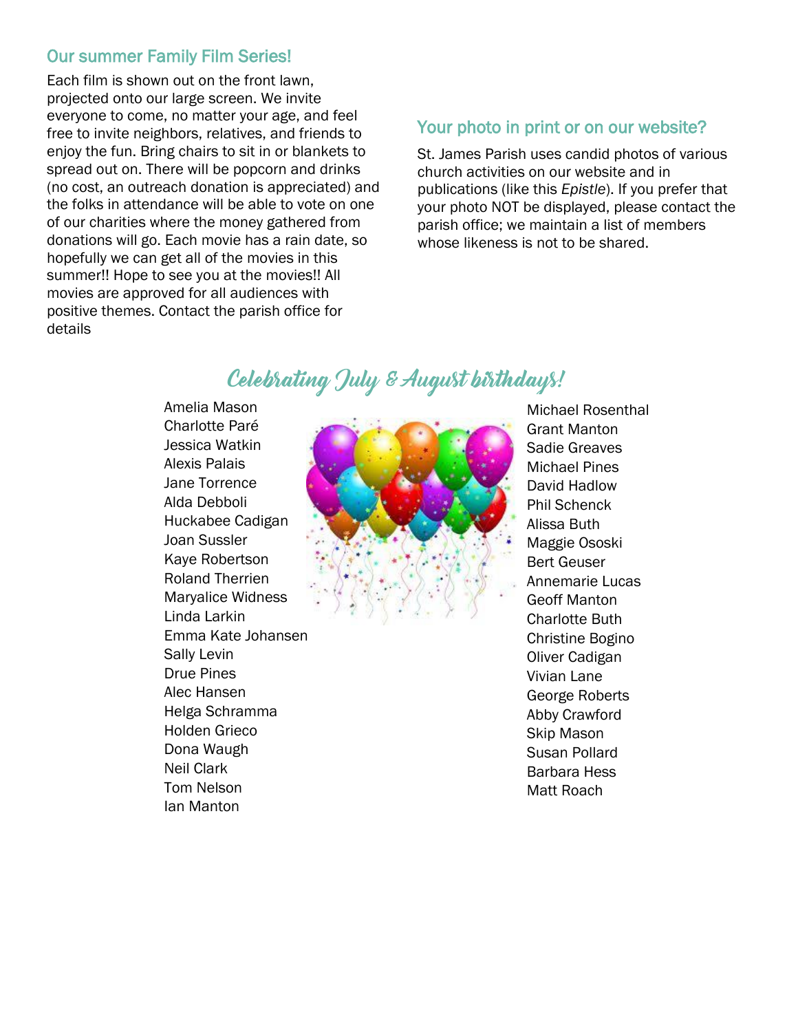## Our summer Family Film Series!

Each film is shown out on the front lawn, projected onto our large screen. We invite everyone to come, no matter your age, and feel free to invite neighbors, relatives, and friends to enjoy the fun. Bring chairs to sit in or blankets to spread out on. There will be popcorn and drinks (no cost, an outreach donation is appreciated) and the folks in attendance will be able to vote on one of our charities where the money gathered from donations will go. Each movie has a rain date, so hopefully we can get all of the movies in this summer!! Hope to see you at the movies!! All movies are approved for all audiences with positive themes. Contact the parish office for details

## Your photo in print or on our website?

St. James Parish uses candid photos of various church activities on our website and in publications (like this *Epistle*). If you prefer that your photo NOT be displayed, please contact the parish office; we maintain a list of members whose likeness is not to be shared.

## Celebrating July & August birthdays!

Amelia Mason
Charlotte Paré
Jessica Watkin
Alexis Palais
Jane Torrence
Alda Debboli
Huckabee Cadigan
Joan Sussler
Kaye Robertson
Roland Therrien
Maryalice Widness
Linda Larkin
Emma Kate Johansen
Sally Levin
Drue Pines
Alec Hansen
Helga Schramma
Holden Grieco
Dona Waugh
Neil Clark
Tom Nelson
Ian Manton
Michael Rosenthal
Grant Manton
Sadie Greaves
Michael Pines
David Hadlow
Phil Schenck
Alissa Buth
Maggie Ososki
Bert Geuser
Annemarie Lucas
Geoff Manton
Charlotte Buth
Christine Bogino
Oliver Cadigan
Vivian Lane
George Roberts
Abby Crawford
Skip Mason
Susan Pollard
Barbara Hess
Matt Roach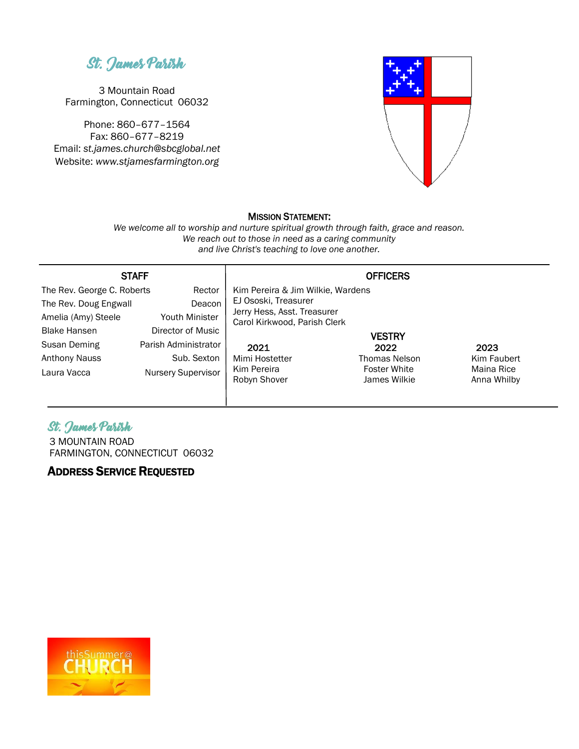# St. James Parish

3 Mountain Road
Farmington, Connecticut 06032

Phone: 860–677–1564
Fax: 860–677–8219
Email: *st.james.church@sbcglobal.net*
Website: *www.stjamesfarmington.org*

**MISSION STATEMENT:**

*We welcome all to worship and nurture spiritual growth through faith, grace and reason.*
*We reach out to those in need as a caring community*
*and live Christ's teaching to love one another.*

## STAFF

| | |
|---|---|
| The Rev. George C. Roberts | Rector |
| The Rev. Doug Engwall | Deacon |
| Amelia (Amy) Steele | Youth Minister |
| Blake Hansen | Director of Music |
| Susan Deming | Parish Administrator |
| Anthony Nauss | Sub. Sexton |
| Laura Vacca | Nursery Supervisor |

## OFFICERS

Kim Pereira & Jim Wilkie, Wardens
EJ Ososki, Treasurer
Jerry Hess, Asst. Treasurer
Carol Kirkwood, Parish Clerk

### VESTRY

| 2021 | 2022 | 2023 |
|---|---|---|
| Mimi Hostetter | Thomas Nelson | Kim Faubert |
| Kim Pereira | Foster White | Maina Rice |
| Robyn Shover | James Wilkie | Anna Whilby |

St. James Parish
3 MOUNTAIN ROAD
FARMINGTON, CONNECTICUT 06032

**ADDRESS SERVICE REQUESTED**

thisSummer@ CHURCH